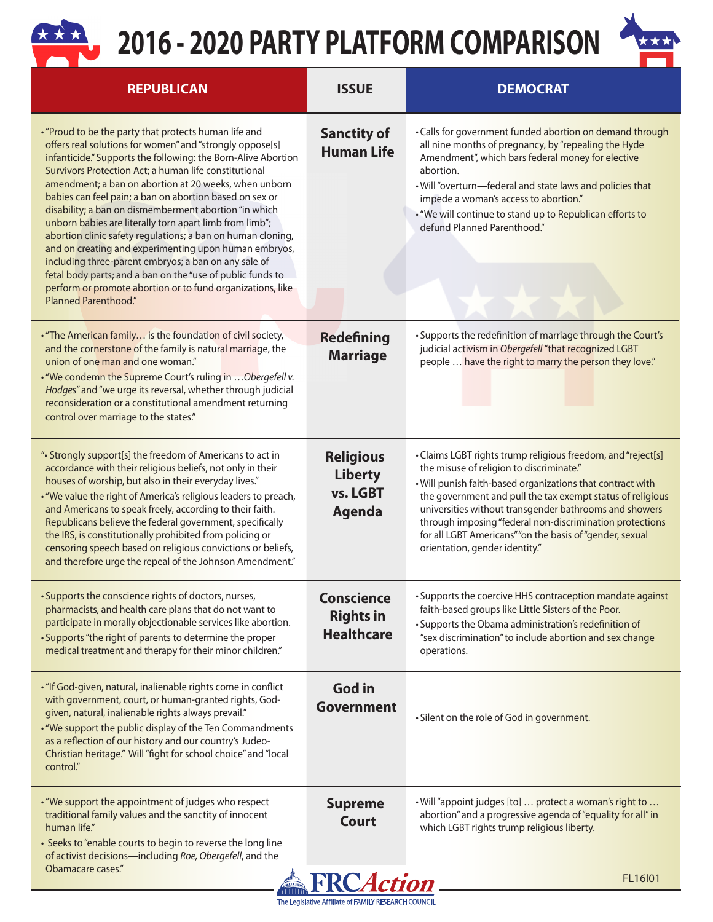# 2016 - 2020 PARTY PLATFORM COMPARISON

| REPUBLICAN | ISSUE | DEMOCRAT |
|---|---|---|
| • "Proud to be the party that protects human life and offers real solutions for women" and "strongly oppose[s] infanticide." Supports the following: the Born-Alive Abortion Survivors Protection Act; a human life constitutional amendment; a ban on abortion at 20 weeks, when unborn babies can feel pain; a ban on abortion based on sex or disability; a ban on dismemberment abortion "in which unborn babies are literally torn apart limb from limb"; abortion clinic safety regulations; a ban on human cloning, and on creating and experimenting upon human embryos, including three-parent embryos; a ban on any sale of fetal body parts; and a ban on the "use of public funds to perform or promote abortion or to fund organizations, like Planned Parenthood." | **Sanctity of Human Life** | • Calls for government funded abortion on demand through all nine months of pregnancy, by "repealing the Hyde Amendment", which bars federal money for elective abortion.<br>• Will "overturn—federal and state laws and policies that impede a woman's access to abortion."<br>• "We will continue to stand up to Republican efforts to defund Planned Parenthood." |
| • "The American family… is the foundation of civil society, and the cornerstone of the family is natural marriage, the union of one man and one woman."<br>• "We condemn the Supreme Court's ruling in …*Obergefell v. Hodges*" and "we urge its reversal, whether through judicial reconsideration or a constitutional amendment returning control over marriage to the states." | **Redefining Marriage** | • Supports the redefinition of marriage through the Court's judicial activism in *Obergefell* "that recognized LGBT people … have the right to marry the person they love." |
| "• Strongly support[s] the freedom of Americans to act in accordance with their religious beliefs, not only in their houses of worship, but also in their everyday lives."<br>• "We value the right of America's religious leaders to preach, and Americans to speak freely, according to their faith. Republicans believe the federal government, specifically the IRS, is constitutionally prohibited from policing or censoring speech based on religious convictions or beliefs, and therefore urge the repeal of the Johnson Amendment." | **Religious Liberty vs. LGBT Agenda** | • Claims LGBT rights trump religious freedom, and "reject[s] the misuse of religion to discriminate."<br>• Will punish faith-based organizations that contract with the government and pull the tax exempt status of religious universities without transgender bathrooms and showers through imposing "federal non-discrimination protections for all LGBT Americans" "on the basis of "gender, sexual orientation, gender identity." |
| • Supports the conscience rights of doctors, nurses, pharmacists, and health care plans that do not want to participate in morally objectionable services like abortion.<br>• Supports "the right of parents to determine the proper medical treatment and therapy for their minor children." | **Conscience Rights in Healthcare** | • Supports the coercive HHS contraception mandate against faith-based groups like Little Sisters of the Poor.<br>• Supports the Obama administration's redefinition of "sex discrimination" to include abortion and sex change operations. |
| • "If God-given, natural, inalienable rights come in conflict with government, court, or human-granted rights, God-given, natural, inalienable rights always prevail."<br>• "We support the public display of the Ten Commandments as a reflection of our history and our country's Judeo-Christian heritage." Will "fight for school choice" and "local control." | **God in Government** | • Silent on the role of God in government. |
| • "We support the appointment of judges who respect traditional family values and the sanctity of innocent human life."<br>• Seeks to "enable courts to begin to reverse the long line of activist decisions—including *Roe*, *Obergefell*, and the Obamacare cases." | **Supreme Court** | • Will "appoint judges [to] … protect a woman's right to … abortion" and a progressive agenda of "equality for all" in which LGBT rights trump religious liberty. |

FRCAction
The Legislative Affiliate of FAMILY RESEARCH COUNCIL

FL16I01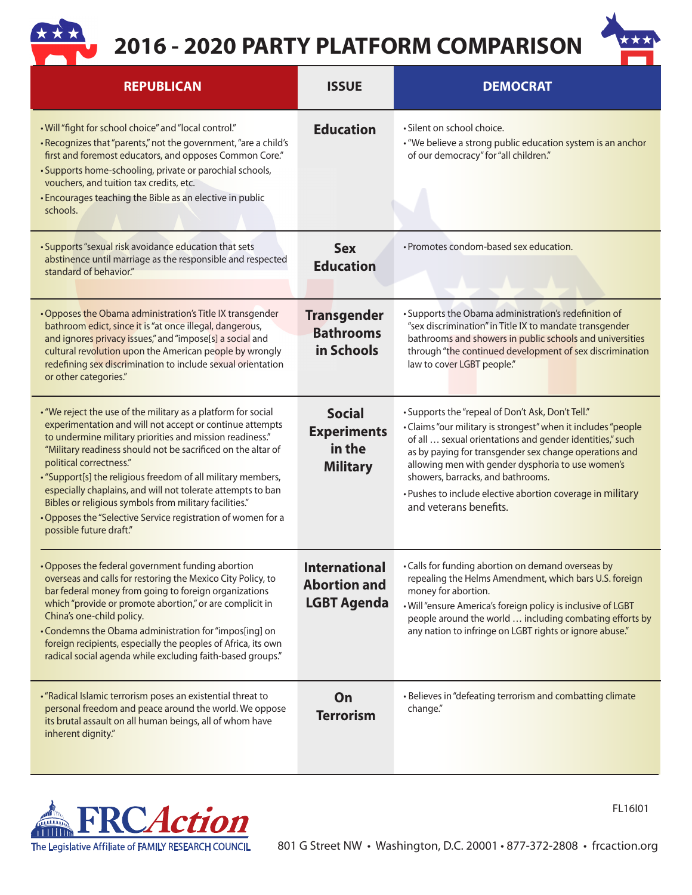# 2016 - 2020 PARTY PLATFORM COMPARISON

| REPUBLICAN | ISSUE | DEMOCRAT |
|---|---|---|
| • Will "fight for school choice" and "local control."<br>• Recognizes that "parents," not the government, "are a child's first and foremost educators, and opposes Common Core."<br>• Supports home-schooling, private or parochial schools, vouchers, and tuition tax credits, etc.<br>• Encourages teaching the Bible as an elective in public schools. | **Education** | • Silent on school choice.<br>• "We believe a strong public education system is an anchor of our democracy" for "all children." |
| • Supports "sexual risk avoidance education that sets abstinence until marriage as the responsible and respected standard of behavior." | **Sex Education** | • Promotes condom-based sex education. |
| • Opposes the Obama administration's Title IX transgender bathroom edict, since it is "at once illegal, dangerous, and ignores privacy issues," and "impose[s] a social and cultural revolution upon the American people by wrongly redefining sex discrimination to include sexual orientation or other categories." | **Transgender Bathrooms in Schools** | • Supports the Obama administration's redefinition of "sex discrimination" in Title IX to mandate transgender bathrooms and showers in public schools and universities through "the continued development of sex discrimination law to cover LGBT people." |
| • "We reject the use of the military as a platform for social experimentation and will not accept or continue attempts to undermine military priorities and mission readiness." "Military readiness should not be sacrificed on the altar of political correctness."<br>• "Support[s] the religious freedom of all military members, especially chaplains, and will not tolerate attempts to ban Bibles or religious symbols from military facilities."<br>• Opposes the "Selective Service registration of women for a possible future draft." | **Social Experiments in the Military** | • Supports the "repeal of Don't Ask, Don't Tell."<br>• Claims "our military is strongest" when it includes "people of all … sexual orientations and gender identities," such as by paying for transgender sex change operations and allowing men with gender dysphoria to use women's showers, barracks, and bathrooms.<br>• Pushes to include elective abortion coverage in military and veterans benefits. |
| • Opposes the federal government funding abortion overseas and calls for restoring the Mexico City Policy, to bar federal money from going to foreign organizations which "provide or promote abortion," or are complicit in China's one-child policy.<br>• Condemns the Obama administration for "impos[ing] on foreign recipients, especially the peoples of Africa, its own radical social agenda while excluding faith-based groups." | **International Abortion and LGBT Agenda** | • Calls for funding abortion on demand overseas by repealing the Helms Amendment, which bars U.S. foreign money for abortion.<br>• Will "ensure America's foreign policy is inclusive of LGBT people around the world … including combating efforts by any nation to infringe on LGBT rights or ignore abuse." |
| • "Radical Islamic terrorism poses an existential threat to personal freedom and peace around the world. We oppose its brutal assault on all human beings, all of whom have inherent dignity." | **On Terrorism** | • Believes in "defeating terrorism and combatting climate change." |

**FRCAction**
The Legislative Affiliate of FAMILY RESEARCH COUNCIL

FL16I01

801 G Street NW • Washington, D.C. 20001 • 877-372-2808 • frcaction.org